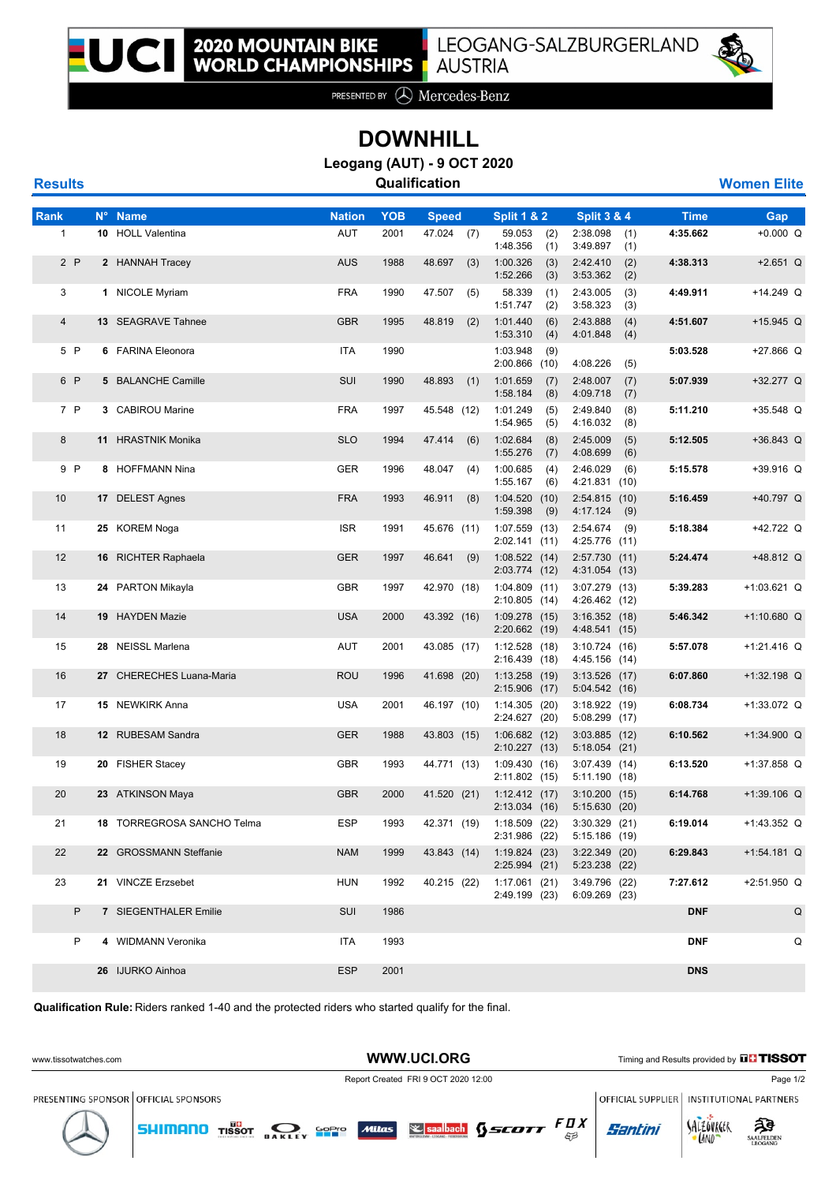# 2020 MOUNTAIN BIKE WORLD CHAMPIONSHIPS

LEOGANG-SALZBURGERLAND AUSTRIA

PRESENTED BY Mercedes-Benz

## DOWNHILL

### Leogang (AUT) - 9 OCT 2020

**Results** — **Qualification** — **Women Elite**

| Rank | | N° | Name | Nation | YOB | Speed | | Split 1 & 2 | | Split 3 & 4 | | Time | Gap | |
|---|---|---|---|---|---|---|---|---|---|---|---|---|---|---|
| 1 | | **10** | HOLL Valentina | AUT | 2001 | 47.024 | (7) | 59.053<br>1:48.356 | (2)<br>(1) | 2:38.098<br>3:49.897 | (1)<br>(1) | **4:35.662** | +0.000 | Q |
| 2 | P | **2** | HANNAH Tracey | AUS | 1988 | 48.697 | (3) | 1:00.326<br>1:52.266 | (3)<br>(3) | 2:42.410<br>3:53.362 | (2)<br>(2) | **4:38.313** | +2.651 | Q |
| 3 | | **1** | NICOLE Myriam | FRA | 1990 | 47.507 | (5) | 58.339<br>1:51.747 | (1)<br>(2) | 2:43.005<br>3:58.323 | (3)<br>(3) | **4:49.911** | +14.249 | Q |
| 4 | | **13** | SEAGRAVE Tahnee | GBR | 1995 | 48.819 | (2) | 1:01.440<br>1:53.310 | (6)<br>(4) | 2:43.888<br>4:01.848 | (4)<br>(4) | **4:51.607** | +15.945 | Q |
| 5 | P | **6** | FARINA Eleonora | ITA | 1990 | | | 1:03.948<br>2:00.866 | (9)<br>(10) | 4:08.226 | (5) | **5:03.528** | +27.866 | Q |
| 6 | P | **5** | BALANCHE Camille | SUI | 1990 | 48.893 | (1) | 1:01.659<br>1:58.184 | (7)<br>(8) | 2:48.007<br>4:09.718 | (7)<br>(7) | **5:07.939** | +32.277 | Q |
| 7 | P | **3** | CABIROU Marine | FRA | 1997 | 45.548 | (12) | 1:01.249<br>1:54.965 | (5)<br>(5) | 2:49.840<br>4:16.032 | (8)<br>(8) | **5:11.210** | +35.548 | Q |
| 8 | | **11** | HRASTNIK Monika | SLO | 1994 | 47.414 | (6) | 1:02.684<br>1:55.276 | (8)<br>(7) | 2:45.009<br>4:08.699 | (5)<br>(6) | **5:12.505** | +36.843 | Q |
| 9 | P | **8** | HOFFMANN Nina | GER | 1996 | 48.047 | (4) | 1:00.685<br>1:55.167 | (4)<br>(6) | 2:46.029<br>4:21.831 | (6)<br>(10) | **5:15.578** | +39.916 | Q |
| 10 | | **17** | DELEST Agnes | FRA | 1993 | 46.911 | (8) | 1:04.520<br>1:59.398 | (10)<br>(9) | 2:54.815<br>4:17.124 | (10)<br>(9) | **5:16.459** | +40.797 | Q |
| 11 | | **25** | KOREM Noga | ISR | 1991 | 45.676 | (11) | 1:07.559<br>2:02.141 | (13)<br>(11) | 2:54.674<br>4:25.776 | (9)<br>(11) | **5:18.384** | +42.722 | Q |
| 12 | | **16** | RICHTER Raphaela | GER | 1997 | 46.641 | (9) | 1:08.522<br>2:03.774 | (14)<br>(12) | 2:57.730<br>4:31.054 | (11)<br>(13) | **5:24.474** | +48.812 | Q |
| 13 | | **24** | PARTON Mikayla | GBR | 1997 | 42.970 | (18) | 1:04.809<br>2:10.805 | (11)<br>(14) | 3:07.279<br>4:26.462 | (13)<br>(12) | **5:39.283** | +1:03.621 | Q |
| 14 | | **19** | HAYDEN Mazie | USA | 2000 | 43.392 | (16) | 1:09.278<br>2:20.662 | (15)<br>(19) | 3:16.352<br>4:48.541 | (18)<br>(15) | **5:46.342** | +1:10.680 | Q |
| 15 | | **28** | NEISSL Marlena | AUT | 2001 | 43.085 | (17) | 1:12.528<br>2:16.439 | (18)<br>(18) | 3:10.724<br>4:45.156 | (16)<br>(14) | **5:57.078** | +1:21.416 | Q |
| 16 | | **27** | CHERECHES Luana-Maria | ROU | 1996 | 41.698 | (20) | 1:13.258<br>2:15.906 | (19)<br>(17) | 3:13.526<br>5:04.542 | (17)<br>(16) | **6:07.860** | +1:32.198 | Q |
| 17 | | **15** | NEWKIRK Anna | USA | 2001 | 46.197 | (10) | 1:14.305<br>2:24.627 | (20)<br>(20) | 3:18.922<br>5:08.299 | (19)<br>(17) | **6:08.734** | +1:33.072 | Q |
| 18 | | **12** | RUBESAM Sandra | GER | 1988 | 43.803 | (15) | 1:06.682<br>2:10.227 | (12)<br>(13) | 3:03.885<br>5:18.054 | (12)<br>(21) | **6:10.562** | +1:34.900 | Q |
| 19 | | **20** | FISHER Stacey | GBR | 1993 | 44.771 | (13) | 1:09.430<br>2:11.802 | (16)<br>(15) | 3:07.439<br>5:11.190 | (14)<br>(18) | **6:13.520** | +1:37.858 | Q |
| 20 | | **23** | ATKINSON Maya | GBR | 2000 | 41.520 | (21) | 1:12.412<br>2:13.034 | (17)<br>(16) | 3:10.200<br>5:15.630 | (15)<br>(20) | **6:14.768** | +1:39.106 | Q |
| 21 | | **18** | TORREGROSA SANCHO Telma | ESP | 1993 | 42.371 | (19) | 1:18.509<br>2:31.986 | (22)<br>(22) | 3:30.329<br>5:15.186 | (21)<br>(19) | **6:19.014** | +1:43.352 | Q |
| 22 | | **22** | GROSSMANN Steffanie | NAM | 1999 | 43.843 | (14) | 1:19.824<br>2:25.994 | (23)<br>(21) | 3:22.349<br>5:23.238 | (20)<br>(22) | **6:29.843** | +1:54.181 | Q |
| 23 | | **21** | VINCZE Erzsebet | HUN | 1992 | 40.215 | (22) | 1:17.061<br>2:49.199 | (21)<br>(23) | 3:49.796<br>6:09.269 | (22)<br>(23) | **7:27.612** | +2:51.950 | Q |
| | P | **7** | SIEGENTHALER Emilie | SUI | 1986 | | | | | | | **DNF** | | Q |
| | P | **4** | WIDMANN Veronika | ITA | 1993 | | | | | | | **DNF** | | Q |
| | | **26** | IJURKO Ainhoa | ESP | 2001 | | | | | | | **DNS** | | |

**Qualification Rule:** Riders ranked 1-40 and the protected riders who started qualify for the final.

www.tissotwatches.com — WWW.UCI.ORG — Timing and Results provided by TISSOT

Report Created FRI 9 OCT 2020 12:00

PRESENTING SPONSOR | OFFICIAL SPONSORS | OFFICIAL SUPPLIER | INSTITUTIONAL PARTNERS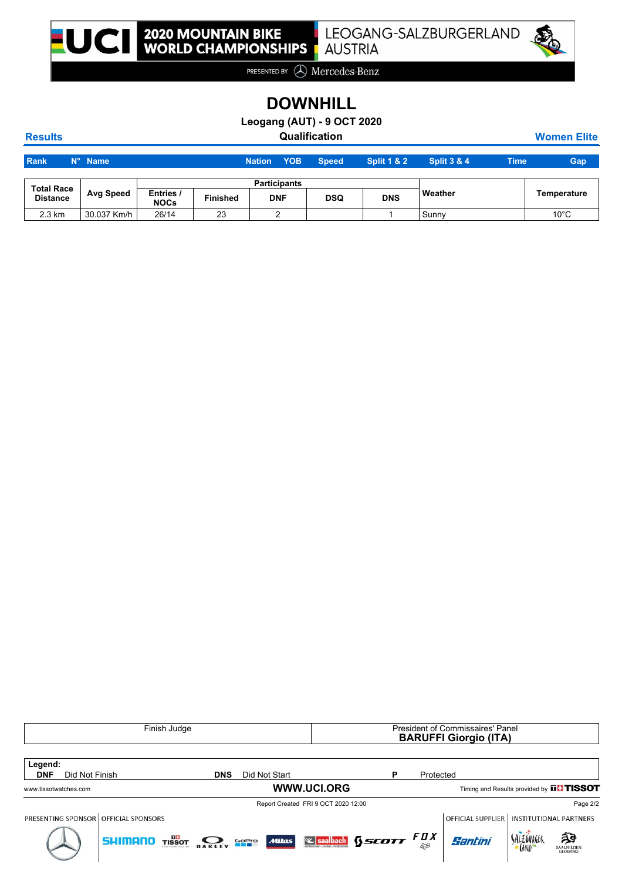# DOWNHILL

**Leogang (AUT) - 9 OCT 2020**

**Results** | **Qualification** | **Women Elite**

| Rank | N° | Name | Nation | YOB | Speed | Split 1 & 2 | Split 3 & 4 | Time | Gap |
|---|---|---|---|---|---|---|---|---|---|

| Total Race Distance | Avg Speed | Participants | | | | | Weather | Temperature |
|---|---|---|---|---|---|---|---|---|
| | | Entries / NOCs | Finished | DNF | DSQ | DNS | | |
| 2.3 km | 30.037 Km/h | 26/14 | 23 | 2 | | 1 | Sunny | 10°C |

| Finish Judge | President of Commissaires' Panel |
|---|---|
| | **BARUFFI Giorgio (ITA)** |

**Legend:**
**DNF** Did Not Finish  **DNS** Did Not Start  **P** Protected

www.tissotwatches.com  **WWW.UCI.ORG**  Timing and Results provided by TISSOT

Report Created FRI 9 OCT 2020 12:00